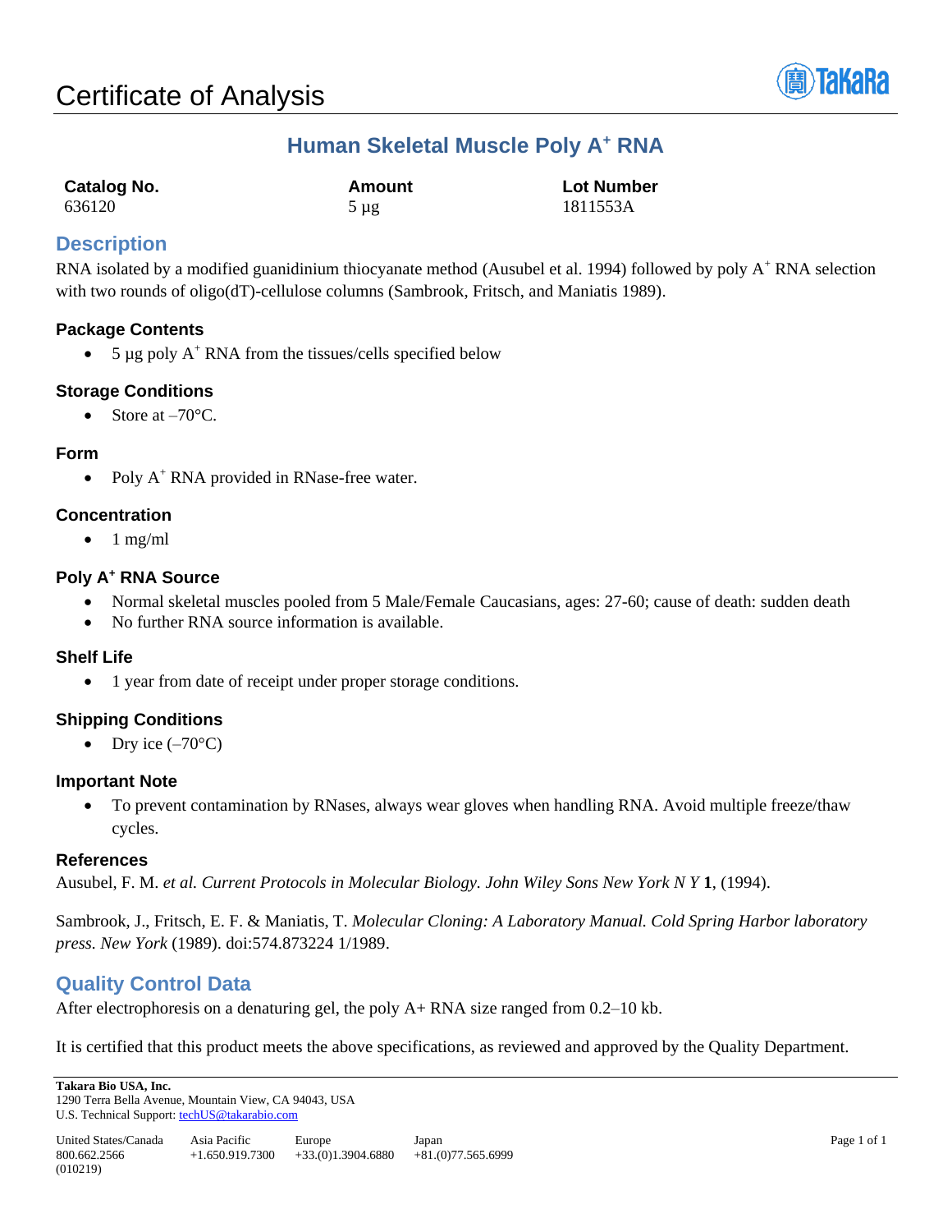# Certificate of Analysis

## Human Skeletal Muscle Poly A⁺ RNA

| Catalog No. | Amount | Lot Number |
|---|---|---|
| 636120 | 5 µg | 1811553A |

## Description

RNA isolated by a modified guanidinium thiocyanate method (Ausubel et al. 1994) followed by poly $A^+$ RNA selection with two rounds of oligo(dT)-cellulose columns (Sambrook, Fritsch, and Maniatis 1989).

### Package Contents

- 5 µg poly $A^+$ RNA from the tissues/cells specified below

### Storage Conditions

- Store at –70°C.

### Form

- Poly $A^+$ RNA provided in RNase-free water.

### Concentration

- 1 mg/ml

### Poly $A^+$ RNA Source

- Normal skeletal muscles pooled from 5 Male/Female Caucasians, ages: 27-60; cause of death: sudden death
- No further RNA source information is available.

### Shelf Life

- 1 year from date of receipt under proper storage conditions.

### Shipping Conditions

- Dry ice (–70°C)

### Important Note

- To prevent contamination by RNases, always wear gloves when handling RNA. Avoid multiple freeze/thaw cycles.

### References

Ausubel, F. M. *et al. Current Protocols in Molecular Biology. John Wiley Sons New York N Y* **1**, (1994).

Sambrook, J., Fritsch, E. F. & Maniatis, T. *Molecular Cloning: A Laboratory Manual. Cold Spring Harbor laboratory press. New York* (1989). doi:574.873224 1/1989.

## Quality Control Data

After electrophoresis on a denaturing gel, the poly A+ RNA size ranged from 0.2–10 kb.

It is certified that this product meets the above specifications, as reviewed and approved by the Quality Department.

**Takara Bio USA, Inc.**
1290 Terra Bella Avenue, Mountain View, CA 94043, USA
U.S. Technical Support: techUS@takarabio.com

| United States/Canada | Asia Pacific | Europe | Japan |
|---|---|---|---|
| 800.662.2566 | +1.650.919.7300 | +33.(0)1.3904.6880 | +81.(0)77.565.6999 |

(010219)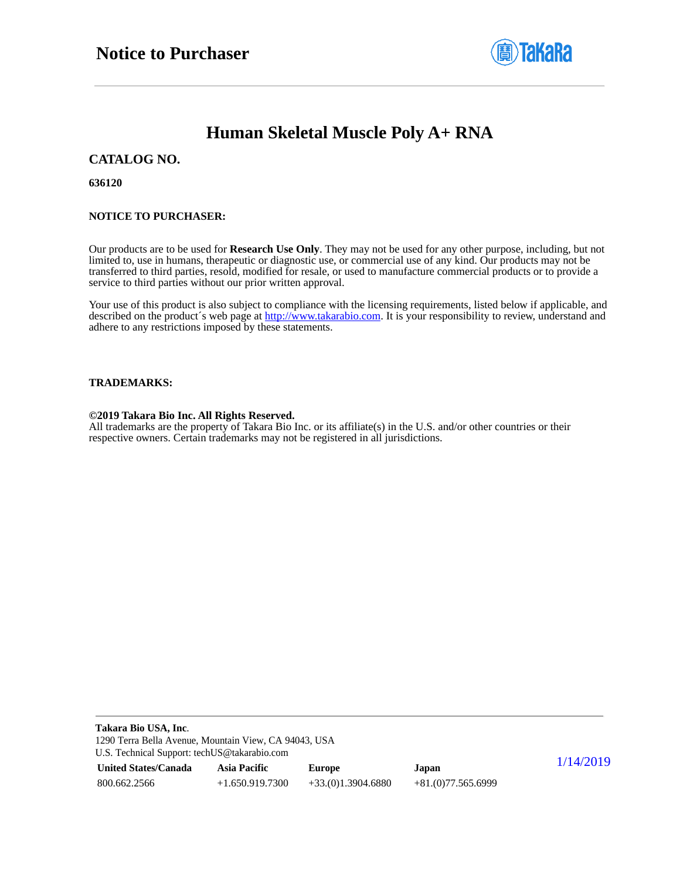# Notice to Purchaser

## Human Skeletal Muscle Poly A+ RNA

### CATALOG NO.

**636120**

**NOTICE TO PURCHASER:**

Our products are to be used for **Research Use Only**. They may not be used for any other purpose, including, but not limited to, use in humans, therapeutic or diagnostic use, or commercial use of any kind. Our products may not be transferred to third parties, resold, modified for resale, or used to manufacture commercial products or to provide a service to third parties without our prior written approval.

Your use of this product is also subject to compliance with the licensing requirements, listed below if applicable, and described on the product´s web page at http://www.takarabio.com. It is your responsibility to review, understand and adhere to any restrictions imposed by these statements.

**TRADEMARKS:**

**©2019 Takara Bio Inc. All Rights Reserved.**
All trademarks are the property of Takara Bio Inc. or its affiliate(s) in the U.S. and/or other countries or their respective owners. Certain trademarks may not be registered in all jurisdictions.

**Takara Bio USA, Inc**.
1290 Terra Bella Avenue, Mountain View, CA 94043, USA
U.S. Technical Support: techUS@takarabio.com

| United States/Canada | Asia Pacific | Europe | Japan |
|---|---|---|---|
| 800.662.2566 | +1.650.919.7300 | +33.(0)1.3904.6880 | +81.(0)77.565.6999 |

1/14/2019